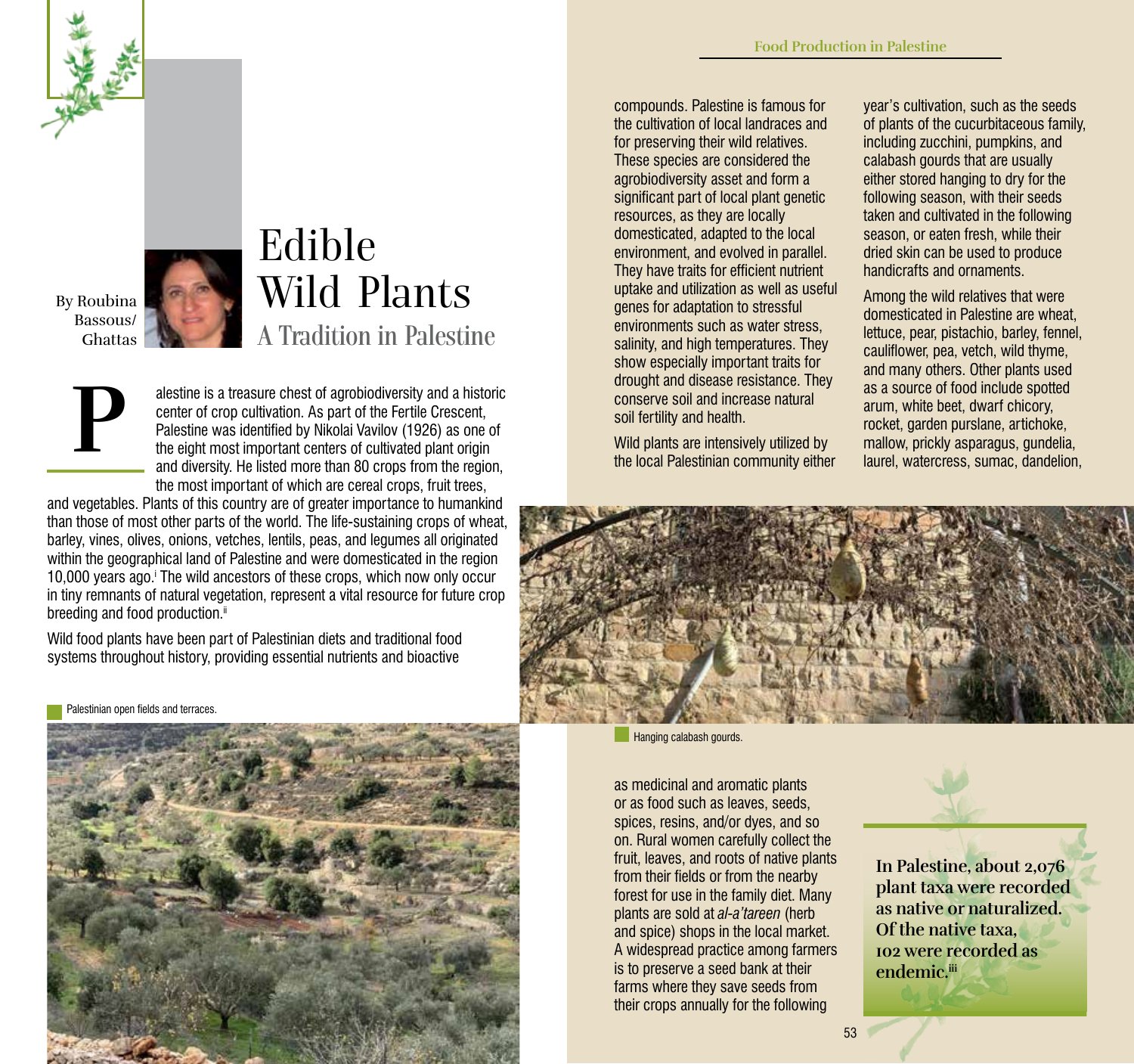# Edible Wild Plants

## A Tradition in Palestine

By Roubina Bassous/Ghattas

Palestine is a treasure chest of agrobiodiversity and a historic center of crop cultivation. As part of the Fertile Crescent, Palestine was identified by Nikolai Vavilov (1926) as one of the eight most important centers of cultivated plant origin and diversity. He listed more than 80 crops from the region, the most important of which are cereal crops, fruit trees, and vegetables. Plants of this country are of greater importance to humankind than those of most other parts of the world. The life-sustaining crops of wheat, barley, vines, olives, onions, vetches, lentils, peas, and legumes all originated within the geographical land of Palestine and were domesticated in the region 10,000 years ago.[i] The wild ancestors of these crops, which now only occur in tiny remnants of natural vegetation, represent a vital resource for future crop breeding and food production.[ii]

Wild food plants have been part of Palestinian diets and traditional food systems throughout history, providing essential nutrients and bioactive compounds. Palestine is famous for the cultivation of local landraces and for preserving their wild relatives. These species are considered the agrobiodiversity asset and form a significant part of local plant genetic resources, as they are locally domesticated, adapted to the local environment, and evolved in parallel. They have traits for efficient nutrient uptake and utilization as well as useful genes for adaptation to stressful environments such as water stress, salinity, and high temperatures. They show especially important traits for drought and disease resistance. They conserve soil and increase natural soil fertility and health.

Palestinian open fields and terraces.

Wild plants are intensively utilized by the local Palestinian community either as medicinal and aromatic plants or as food such as leaves, seeds, spices, resins, and/or dyes, and so on. Rural women carefully collect the fruit, leaves, and roots of native plants from their fields or from the nearby forest for use in the family diet. Many plants are sold at *al-a'tareen* (herb and spice) shops in the local market. A widespread practice among farmers is to preserve a seed bank at their farms where they save seeds from their crops annually for the following year's cultivation, such as the seeds of plants of the cucurbitaceous family, including zucchini, pumpkins, and calabash gourds that are usually either stored hanging to dry for the following season, with their seeds taken and cultivated in the following season, or eaten fresh, while their dried skin can be used to produce handicrafts and ornaments.

Hanging calabash gourds.

Among the wild relatives that were domesticated in Palestine are wheat, lettuce, pear, pistachio, barley, fennel, cauliflower, pea, vetch, wild thyme, and many others. Other plants used as a source of food include spotted arum, white beet, dwarf chicory, rocket, garden purslane, artichoke, mallow, prickly asparagus, gundelia, laurel, watercress, sumac, dandelion,

**In Palestine, about 2,076 plant taxa were recorded as native or naturalized. Of the native taxa, 102 were recorded as endemic.[iii]**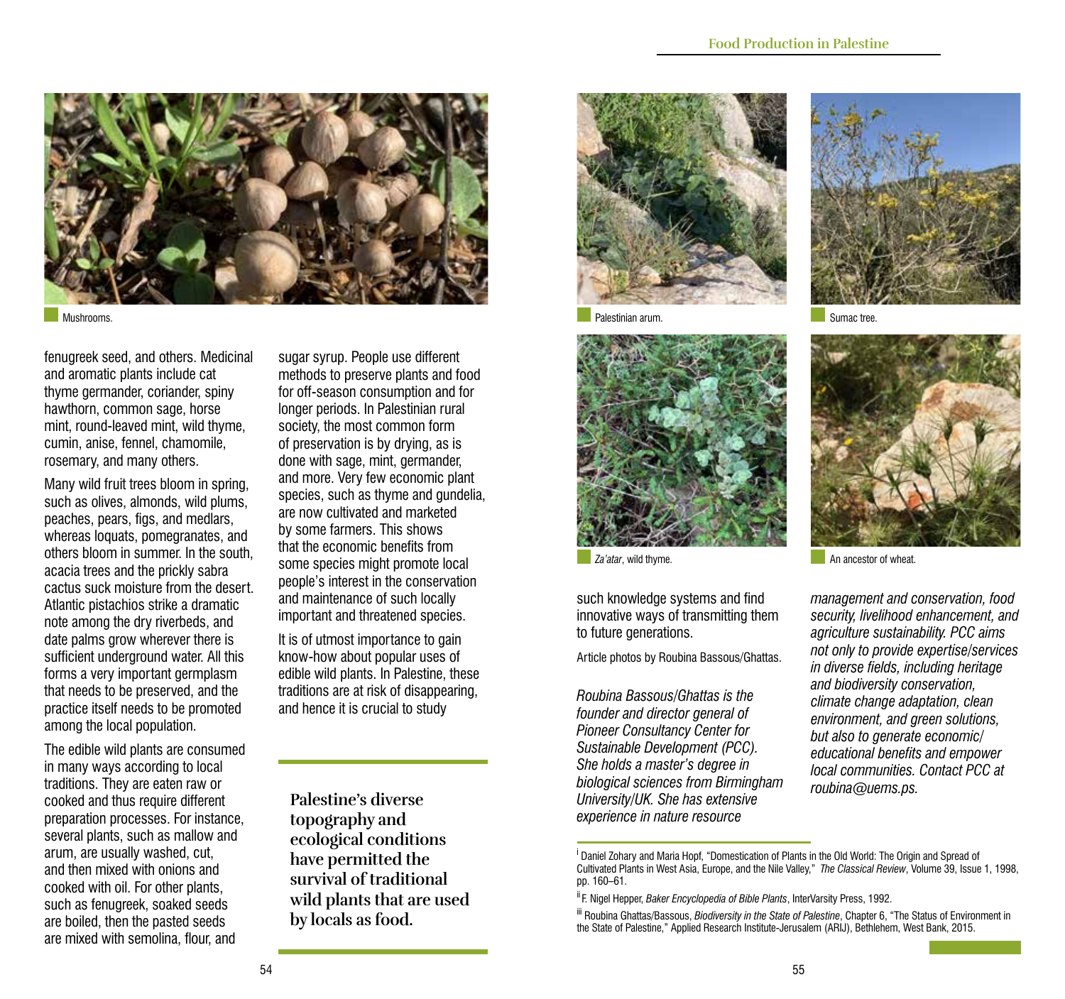Mushrooms.

fenugreek seed, and others. Medicinal and aromatic plants include cat thyme germander, coriander, spiny hawthorn, common sage, horse mint, round-leaved mint, wild thyme, cumin, anise, fennel, chamomile, rosemary, and many others.

Many wild fruit trees bloom in spring, such as olives, almonds, wild plums, peaches, pears, figs, and medlars, whereas loquats, pomegranates, and others bloom in summer. In the south, acacia trees and the prickly sabra cactus suck moisture from the desert. Atlantic pistachios strike a dramatic note among the dry riverbeds, and date palms grow wherever there is sufficient underground water. All this forms a very important germplasm that needs to be preserved, and the practice itself needs to be promoted among the local population.

The edible wild plants are consumed in many ways according to local traditions. They are eaten raw or cooked and thus require different preparation processes. For instance, several plants, such as mallow and arum, are usually washed, cut, and then mixed with onions and cooked with oil. For other plants, such as fenugreek, soaked seeds are boiled, then the pasted seeds are mixed with semolina, flour, and sugar syrup. People use different methods to preserve plants and food for off-season consumption and for longer periods. In Palestinian rural society, the most common form of preservation is by drying, as is done with sage, mint, germander, and more. Very few economic plant species, such as thyme and gundelia, are now cultivated and marketed by some farmers. This shows that the economic benefits from some species might promote local people's interest in the conservation and maintenance of such locally important and threatened species.

It is of utmost importance to gain know-how about popular uses of edible wild plants. In Palestine, these traditions are at risk of disappearing, and hence it is crucial to study such knowledge systems and find innovative ways of transmitting them to future generations.

**Palestine's diverse topography and ecological conditions have permitted the survival of traditional wild plants that are used by locals as food.**

Palestinian arum.

Sumac tree.

*Za'atar*, wild thyme.

An ancestor of wheat.

Article photos by Roubina Bassous/Ghattas.

*Roubina Bassous/Ghattas is the founder and director general of Pioneer Consultancy Center for Sustainable Development (PCC). She holds a master's degree in biological sciences from Birmingham University/UK. She has extensive experience in nature resource management and conservation, food security, livelihood enhancement, and agriculture sustainability. PCC aims not only to provide expertise/services in diverse fields, including heritage and biodiversity conservation, climate change adaptation, clean environment, and green solutions, but also to generate economic/educational benefits and empower local communities. Contact PCC at roubina@uems.ps.*

---

[i] Daniel Zohary and Maria Hopf, "Domestication of Plants in the Old World: The Origin and Spread of Cultivated Plants in West Asia, Europe, and the Nile Valley," *The Classical Review*, Volume 39, Issue 1, 1998, pp. 160–61.

[ii] F. Nigel Hepper, *Baker Encyclopedia of Bible Plants*, InterVarsity Press, 1992.

[iii] Roubina Ghattas/Bassous, *Biodiversity in the State of Palestine*, Chapter 6, "The Status of Environment in the State of Palestine," Applied Research Institute-Jerusalem (ARIJ), Bethlehem, West Bank, 2015.